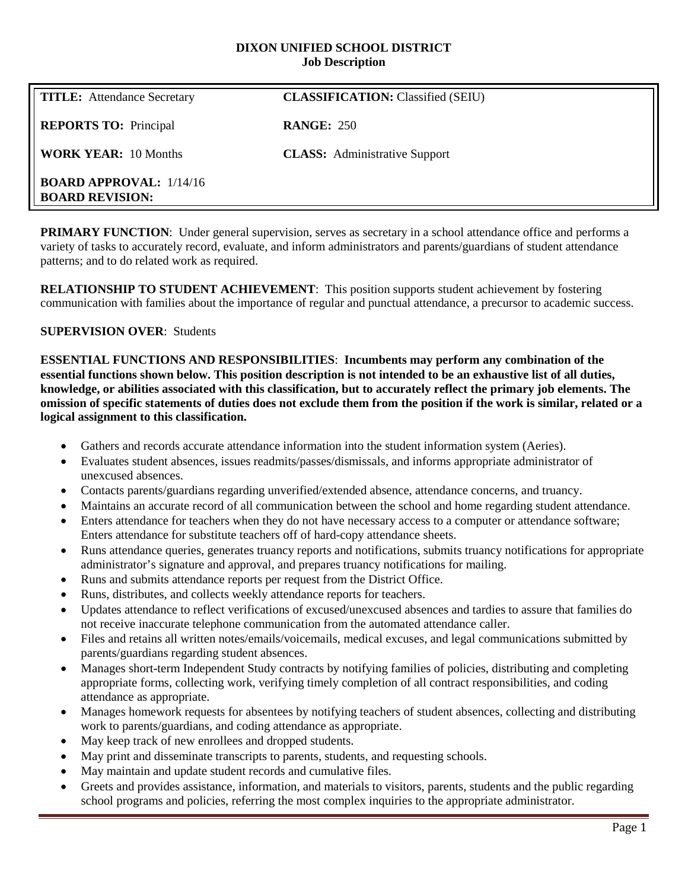**DIXON UNIFIED SCHOOL DISTRICT**
**Job Description**

| | |
|---|---|
| **TITLE:** Attendance Secretary | **CLASSIFICATION:** Classified (SEIU) |
| **REPORTS TO:** Principal | **RANGE:** 250 |
| **WORK YEAR:** 10 Months | **CLASS:** Administrative Support |
| **BOARD APPROVAL:** 1/14/16<br>**BOARD REVISION:** | |

**PRIMARY FUNCTION**: Under general supervision, serves as secretary in a school attendance office and performs a variety of tasks to accurately record, evaluate, and inform administrators and parents/guardians of student attendance patterns; and to do related work as required.

**RELATIONSHIP TO STUDENT ACHIEVEMENT**: This position supports student achievement by fostering communication with families about the importance of regular and punctual attendance, a precursor to academic success.

**SUPERVISION OVER**: Students

**ESSENTIAL FUNCTIONS AND RESPONSIBILITIES**: **Incumbents may perform any combination of the essential functions shown below. This position description is not intended to be an exhaustive list of all duties, knowledge, or abilities associated with this classification, but to accurately reflect the primary job elements. The omission of specific statements of duties does not exclude them from the position if the work is similar, related or a logical assignment to this classification.**

- Gathers and records accurate attendance information into the student information system (Aeries).
- Evaluates student absences, issues readmits/passes/dismissals, and informs appropriate administrator of unexcused absences.
- Contacts parents/guardians regarding unverified/extended absence, attendance concerns, and truancy.
- Maintains an accurate record of all communication between the school and home regarding student attendance.
- Enters attendance for teachers when they do not have necessary access to a computer or attendance software; Enters attendance for substitute teachers off of hard-copy attendance sheets.
- Runs attendance queries, generates truancy reports and notifications, submits truancy notifications for appropriate administrator's signature and approval, and prepares truancy notifications for mailing.
- Runs and submits attendance reports per request from the District Office.
- Runs, distributes, and collects weekly attendance reports for teachers.
- Updates attendance to reflect verifications of excused/unexcused absences and tardies to assure that families do not receive inaccurate telephone communication from the automated attendance caller.
- Files and retains all written notes/emails/voicemails, medical excuses, and legal communications submitted by parents/guardians regarding student absences.
- Manages short-term Independent Study contracts by notifying families of policies, distributing and completing appropriate forms, collecting work, verifying timely completion of all contract responsibilities, and coding attendance as appropriate.
- Manages homework requests for absentees by notifying teachers of student absences, collecting and distributing work to parents/guardians, and coding attendance as appropriate.
- May keep track of new enrollees and dropped students.
- May print and disseminate transcripts to parents, students, and requesting schools.
- May maintain and update student records and cumulative files.
- Greets and provides assistance, information, and materials to visitors, parents, students and the public regarding school programs and policies, referring the most complex inquiries to the appropriate administrator.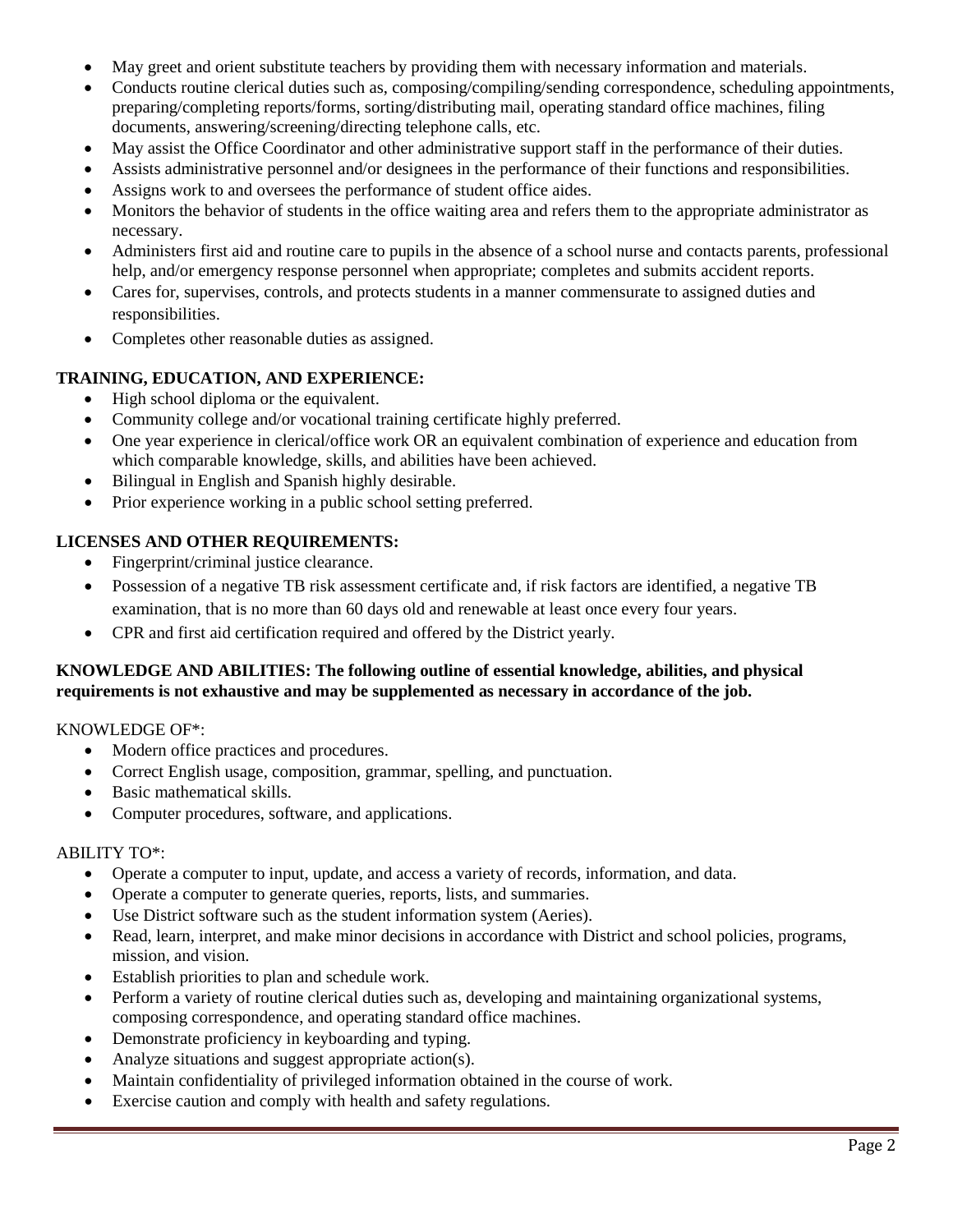- May greet and orient substitute teachers by providing them with necessary information and materials.
- Conducts routine clerical duties such as, composing/compiling/sending correspondence, scheduling appointments, preparing/completing reports/forms, sorting/distributing mail, operating standard office machines, filing documents, answering/screening/directing telephone calls, etc.
- May assist the Office Coordinator and other administrative support staff in the performance of their duties.
- Assists administrative personnel and/or designees in the performance of their functions and responsibilities.
- Assigns work to and oversees the performance of student office aides.
- Monitors the behavior of students in the office waiting area and refers them to the appropriate administrator as necessary.
- Administers first aid and routine care to pupils in the absence of a school nurse and contacts parents, professional help, and/or emergency response personnel when appropriate; completes and submits accident reports.
- Cares for, supervises, controls, and protects students in a manner commensurate to assigned duties and responsibilities.
- Completes other reasonable duties as assigned.

**TRAINING, EDUCATION, AND EXPERIENCE:**

- High school diploma or the equivalent.
- Community college and/or vocational training certificate highly preferred.
- One year experience in clerical/office work OR an equivalent combination of experience and education from which comparable knowledge, skills, and abilities have been achieved.
- Bilingual in English and Spanish highly desirable.
- Prior experience working in a public school setting preferred.

**LICENSES AND OTHER REQUIREMENTS:**

- Fingerprint/criminal justice clearance.
- Possession of a negative TB risk assessment certificate and, if risk factors are identified, a negative TB examination, that is no more than 60 days old and renewable at least once every four years.
- CPR and first aid certification required and offered by the District yearly.

**KNOWLEDGE AND ABILITIES: The following outline of essential knowledge, abilities, and physical requirements is not exhaustive and may be supplemented as necessary in accordance of the job.**

KNOWLEDGE OF*:

- Modern office practices and procedures.
- Correct English usage, composition, grammar, spelling, and punctuation.
- Basic mathematical skills.
- Computer procedures, software, and applications.

ABILITY TO*:

- Operate a computer to input, update, and access a variety of records, information, and data.
- Operate a computer to generate queries, reports, lists, and summaries.
- Use District software such as the student information system (Aeries).
- Read, learn, interpret, and make minor decisions in accordance with District and school policies, programs, mission, and vision.
- Establish priorities to plan and schedule work.
- Perform a variety of routine clerical duties such as, developing and maintaining organizational systems, composing correspondence, and operating standard office machines.
- Demonstrate proficiency in keyboarding and typing.
- Analyze situations and suggest appropriate action(s).
- Maintain confidentiality of privileged information obtained in the course of work.
- Exercise caution and comply with health and safety regulations.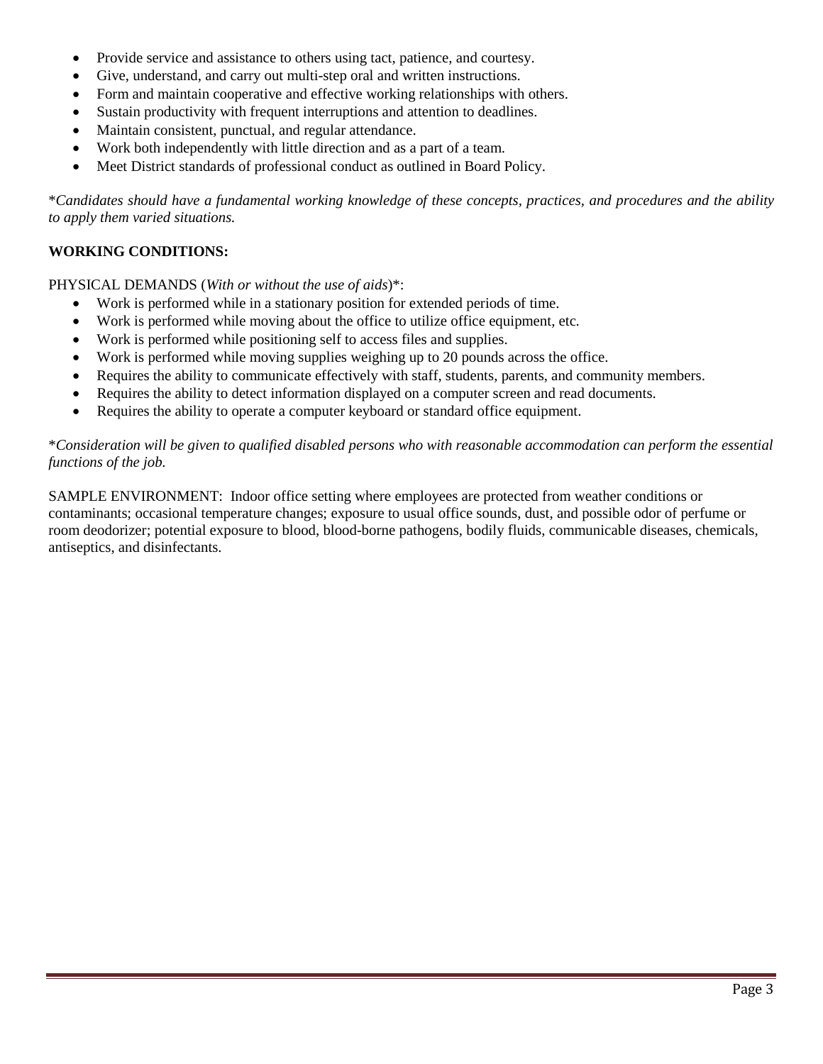- Provide service and assistance to others using tact, patience, and courtesy.
- Give, understand, and carry out multi-step oral and written instructions.
- Form and maintain cooperative and effective working relationships with others.
- Sustain productivity with frequent interruptions and attention to deadlines.
- Maintain consistent, punctual, and regular attendance.
- Work both independently with little direction and as a part of a team.
- Meet District standards of professional conduct as outlined in Board Policy.

*\*Candidates should have a fundamental working knowledge of these concepts, practices, and procedures and the ability to apply them varied situations.*

**WORKING CONDITIONS:**

PHYSICAL DEMANDS (*With or without the use of aids*)*:

- Work is performed while in a stationary position for extended periods of time.
- Work is performed while moving about the office to utilize office equipment, etc.
- Work is performed while positioning self to access files and supplies.
- Work is performed while moving supplies weighing up to 20 pounds across the office.
- Requires the ability to communicate effectively with staff, students, parents, and community members.
- Requires the ability to detect information displayed on a computer screen and read documents.
- Requires the ability to operate a computer keyboard or standard office equipment.

*\*Consideration will be given to qualified disabled persons who with reasonable accommodation can perform the essential functions of the job.*

SAMPLE ENVIRONMENT: Indoor office setting where employees are protected from weather conditions or contaminants; occasional temperature changes; exposure to usual office sounds, dust, and possible odor of perfume or room deodorizer; potential exposure to blood, blood-borne pathogens, bodily fluids, communicable diseases, chemicals, antiseptics, and disinfectants.